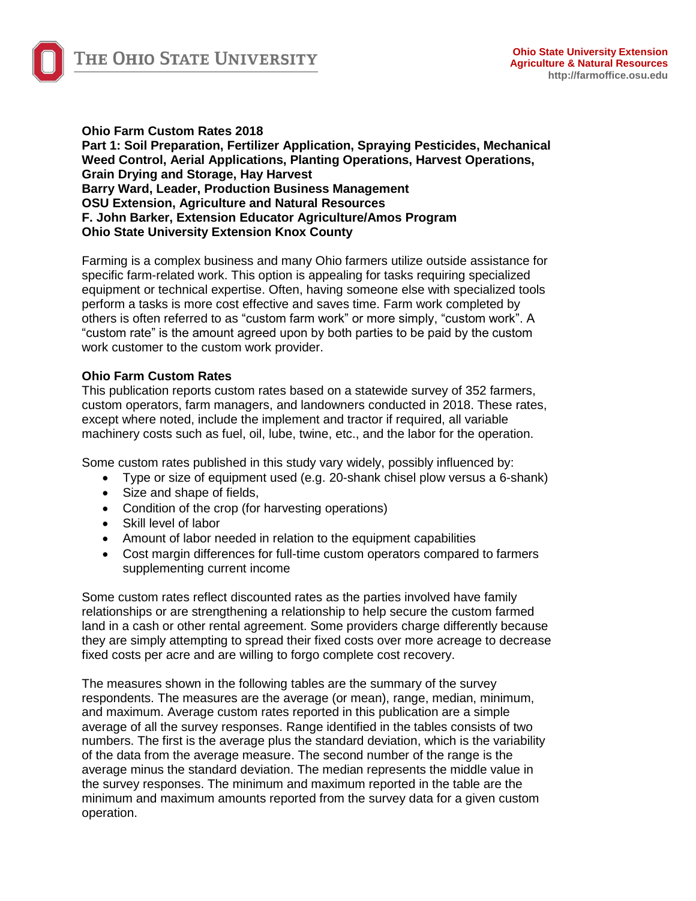**Ohio Farm Custom Rates 2018**
**Part 1: Soil Preparation, Fertilizer Application, Spraying Pesticides, Mechanical Weed Control, Aerial Applications, Planting Operations, Harvest Operations, Grain Drying and Storage, Hay Harvest**
**Barry Ward, Leader, Production Business Management**
**OSU Extension, Agriculture and Natural Resources**
**F. John Barker, Extension Educator Agriculture/Amos Program**
**Ohio State University Extension Knox County**

Farming is a complex business and many Ohio farmers utilize outside assistance for specific farm-related work. This option is appealing for tasks requiring specialized equipment or technical expertise. Often, having someone else with specialized tools perform a tasks is more cost effective and saves time. Farm work completed by others is often referred to as "custom farm work" or more simply, "custom work". A "custom rate" is the amount agreed upon by both parties to be paid by the custom work customer to the custom work provider.

## Ohio Farm Custom Rates

This publication reports custom rates based on a statewide survey of 352 farmers, custom operators, farm managers, and landowners conducted in 2018. These rates, except where noted, include the implement and tractor if required, all variable machinery costs such as fuel, oil, lube, twine, etc., and the labor for the operation.

Some custom rates published in this study vary widely, possibly influenced by:

- Type or size of equipment used (e.g. 20-shank chisel plow versus a 6-shank)
- Size and shape of fields,
- Condition of the crop (for harvesting operations)
- Skill level of labor
- Amount of labor needed in relation to the equipment capabilities
- Cost margin differences for full-time custom operators compared to farmers supplementing current income

Some custom rates reflect discounted rates as the parties involved have family relationships or are strengthening a relationship to help secure the custom farmed land in a cash or other rental agreement. Some providers charge differently because they are simply attempting to spread their fixed costs over more acreage to decrease fixed costs per acre and are willing to forgo complete cost recovery.

The measures shown in the following tables are the summary of the survey respondents. The measures are the average (or mean), range, median, minimum, and maximum. Average custom rates reported in this publication are a simple average of all the survey responses. Range identified in the tables consists of two numbers. The first is the average plus the standard deviation, which is the variability of the data from the average measure. The second number of the range is the average minus the standard deviation. The median represents the middle value in the survey responses. The minimum and maximum reported in the table are the minimum and maximum amounts reported from the survey data for a given custom operation.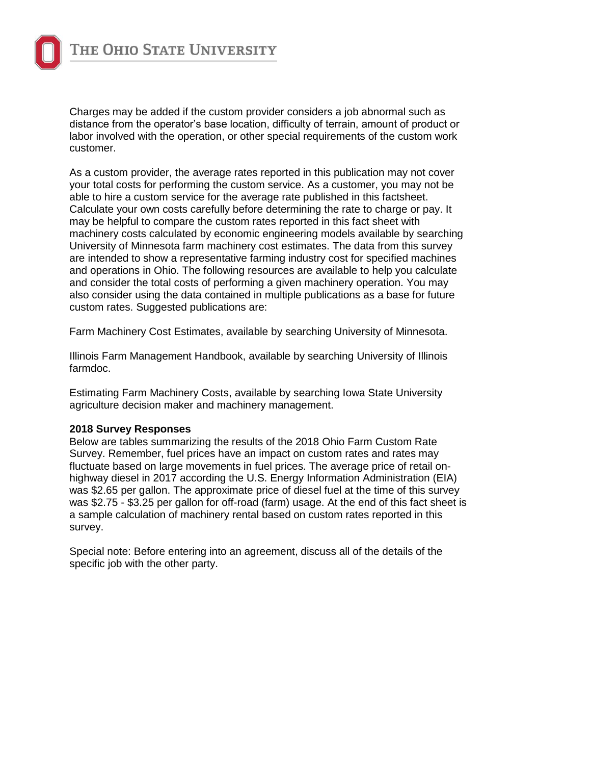Charges may be added if the custom provider considers a job abnormal such as distance from the operator's base location, difficulty of terrain, amount of product or labor involved with the operation, or other special requirements of the custom work customer.

As a custom provider, the average rates reported in this publication may not cover your total costs for performing the custom service. As a customer, you may not be able to hire a custom service for the average rate published in this factsheet. Calculate your own costs carefully before determining the rate to charge or pay. It may be helpful to compare the custom rates reported in this fact sheet with machinery costs calculated by economic engineering models available by searching University of Minnesota farm machinery cost estimates. The data from this survey are intended to show a representative farming industry cost for specified machines and operations in Ohio. The following resources are available to help you calculate and consider the total costs of performing a given machinery operation. You may also consider using the data contained in multiple publications as a base for future custom rates. Suggested publications are:

Farm Machinery Cost Estimates, available by searching University of Minnesota.

Illinois Farm Management Handbook, available by searching University of Illinois farmdoc.

Estimating Farm Machinery Costs, available by searching Iowa State University agriculture decision maker and machinery management.

**2018 Survey Responses**

Below are tables summarizing the results of the 2018 Ohio Farm Custom Rate Survey. Remember, fuel prices have an impact on custom rates and rates may fluctuate based on large movements in fuel prices. The average price of retail on-highway diesel in 2017 according the U.S. Energy Information Administration (EIA) was $2.65 per gallon. The approximate price of diesel fuel at the time of this survey was $2.75 - $3.25 per gallon for off-road (farm) usage. At the end of this fact sheet is a sample calculation of machinery rental based on custom rates reported in this survey.

Special note: Before entering into an agreement, discuss all of the details of the specific job with the other party.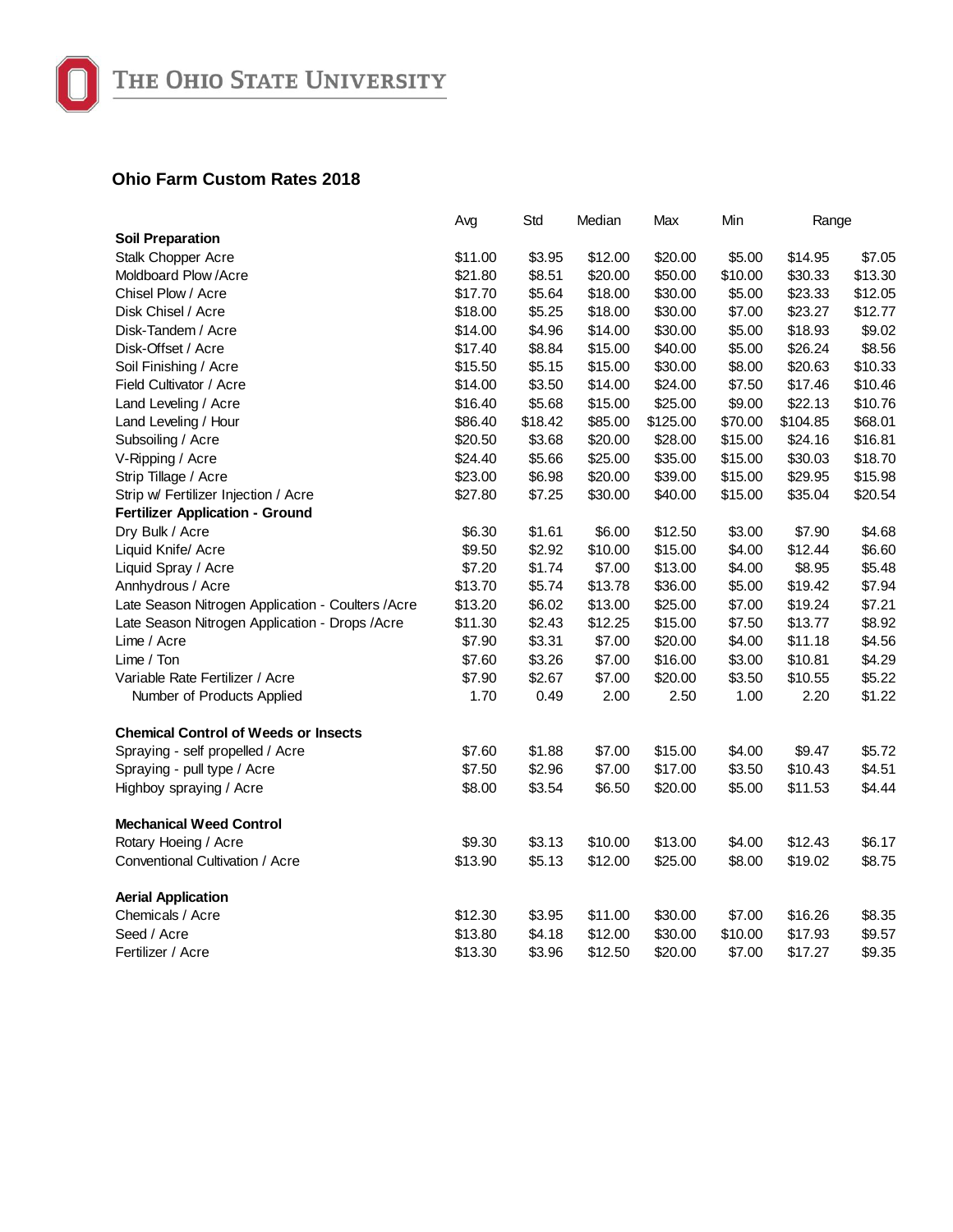THE OHIO STATE UNIVERSITY

## Ohio Farm Custom Rates 2018

| | Avg | Std | Median | Max | Min | Range | |
|---|---|---|---|---|---|---|---|
| **Soil Preparation** | | | | | | | |
| Stalk Chopper Acre | $11.00 | $3.95 | $12.00 | $20.00 | $5.00 | $14.95 | $7.05 |
| Moldboard Plow /Acre | $21.80 | $8.51 | $20.00 | $50.00 | $10.00 | $30.33 | $13.30 |
| Chisel Plow / Acre | $17.70 | $5.64 | $18.00 | $30.00 | $5.00 | $23.33 | $12.05 |
| Disk Chisel / Acre | $18.00 | $5.25 | $18.00 | $30.00 | $7.00 | $23.27 | $12.77 |
| Disk-Tandem / Acre | $14.00 | $4.96 | $14.00 | $30.00 | $5.00 | $18.93 | $9.02 |
| Disk-Offset / Acre | $17.40 | $8.84 | $15.00 | $40.00 | $5.00 | $26.24 | $8.56 |
| Soil Finishing / Acre | $15.50 | $5.15 | $15.00 | $30.00 | $8.00 | $20.63 | $10.33 |
| Field Cultivator / Acre | $14.00 | $3.50 | $14.00 | $24.00 | $7.50 | $17.46 | $10.46 |
| Land Leveling / Acre | $16.40 | $5.68 | $15.00 | $25.00 | $9.00 | $22.13 | $10.76 |
| Land Leveling / Hour | $86.40 | $18.42 | $85.00 | $125.00 | $70.00 | $104.85 | $68.01 |
| Subsoiling / Acre | $20.50 | $3.68 | $20.00 | $28.00 | $15.00 | $24.16 | $16.81 |
| V-Ripping / Acre | $24.40 | $5.66 | $25.00 | $35.00 | $15.00 | $30.03 | $18.70 |
| Strip Tillage / Acre | $23.00 | $6.98 | $20.00 | $39.00 | $15.00 | $29.95 | $15.98 |
| Strip w/ Fertilizer Injection / Acre | $27.80 | $7.25 | $30.00 | $40.00 | $15.00 | $35.04 | $20.54 |
| **Fertilizer Application - Ground** | | | | | | | |
| Dry Bulk / Acre | $6.30 | $1.61 | $6.00 | $12.50 | $3.00 | $7.90 | $4.68 |
| Liquid Knife/ Acre | $9.50 | $2.92 | $10.00 | $15.00 | $4.00 | $12.44 | $6.60 |
| Liquid Spray / Acre | $7.20 | $1.74 | $7.00 | $13.00 | $4.00 | $8.95 | $5.48 |
| Annhydrous / Acre | $13.70 | $5.74 | $13.78 | $36.00 | $5.00 | $19.42 | $7.94 |
| Late Season Nitrogen Application - Coulters /Acre | $13.20 | $6.02 | $13.00 | $25.00 | $7.00 | $19.24 | $7.21 |
| Late Season Nitrogen Application - Drops /Acre | $11.30 | $2.43 | $12.25 | $15.00 | $7.50 | $13.77 | $8.92 |
| Lime / Acre | $7.90 | $3.31 | $7.00 | $20.00 | $4.00 | $11.18 | $4.56 |
| Lime / Ton | $7.60 | $3.26 | $7.00 | $16.00 | $3.00 | $10.81 | $4.29 |
| Variable Rate Fertilizer / Acre | $7.90 | $2.67 | $7.00 | $20.00 | $3.50 | $10.55 | $5.22 |
| Number of Products Applied | 1.70 | 0.49 | 2.00 | 2.50 | 1.00 | 2.20 | $1.22 |
| **Chemical Control of Weeds or Insects** | | | | | | | |
| Spraying - self propelled / Acre | $7.60 | $1.88 | $7.00 | $15.00 | $4.00 | $9.47 | $5.72 |
| Spraying - pull type / Acre | $7.50 | $2.96 | $7.00 | $17.00 | $3.50 | $10.43 | $4.51 |
| Highboy spraying / Acre | $8.00 | $3.54 | $6.50 | $20.00 | $5.00 | $11.53 | $4.44 |
| **Mechanical Weed Control** | | | | | | | |
| Rotary Hoeing / Acre | $9.30 | $3.13 | $10.00 | $13.00 | $4.00 | $12.43 | $6.17 |
| Conventional Cultivation / Acre | $13.90 | $5.13 | $12.00 | $25.00 | $8.00 | $19.02 | $8.75 |
| **Aerial Application** | | | | | | | |
| Chemicals / Acre | $12.30 | $3.95 | $11.00 | $30.00 | $7.00 | $16.26 | $8.35 |
| Seed / Acre | $13.80 | $4.18 | $12.00 | $30.00 | $10.00 | $17.93 | $9.57 |
| Fertilizer / Acre | $13.30 | $3.96 | $12.50 | $20.00 | $7.00 | $17.27 | $9.35 |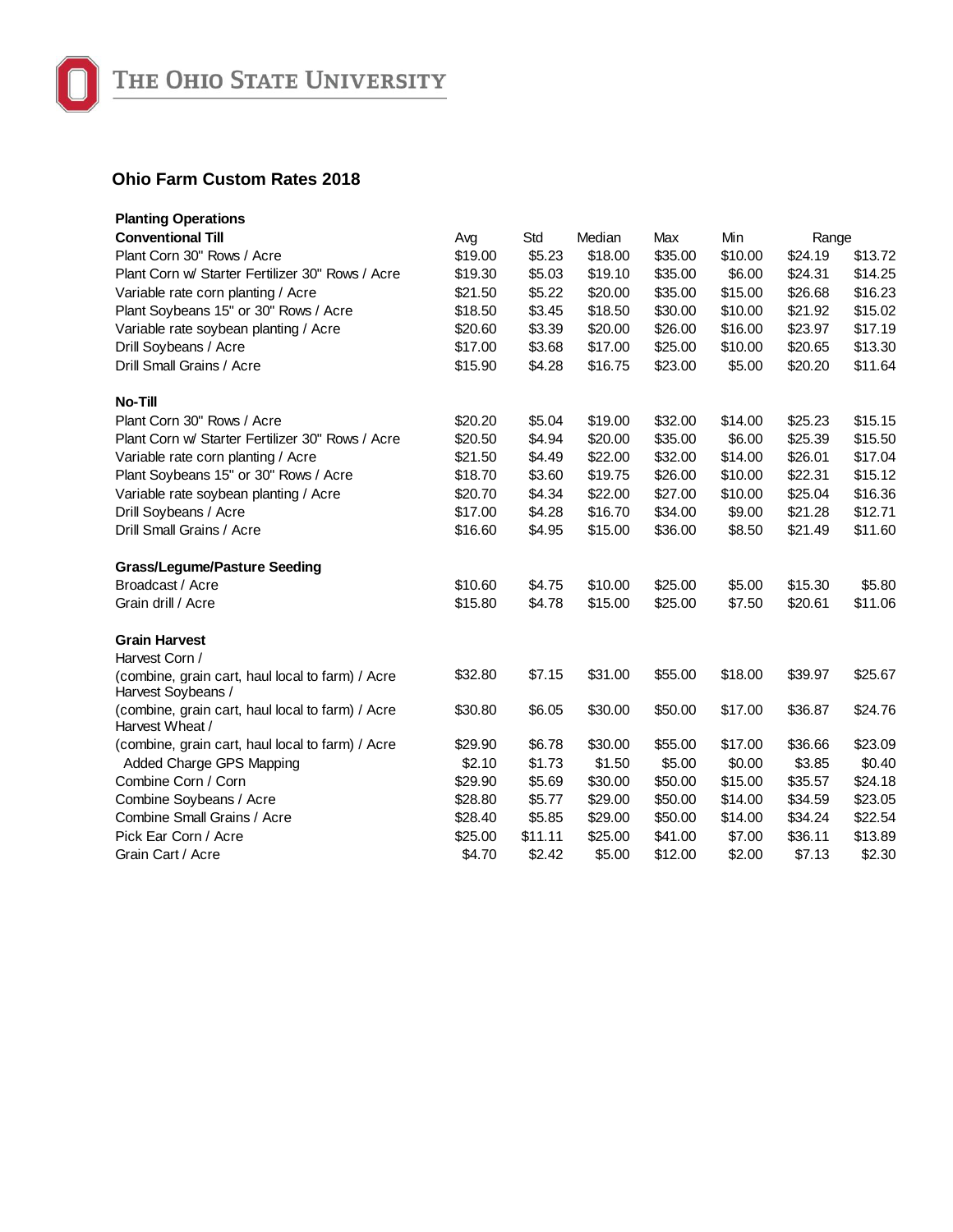## Ohio Farm Custom Rates 2018

| Planting Operations | | | | | | | |
|---|---|---|---|---|---|---|---|
| **Conventional Till** | Avg | Std | Median | Max | Min | Range | |
| Plant Corn 30" Rows / Acre | $19.00 | $5.23 | $18.00 | $35.00 | $10.00 | $24.19 | $13.72 |
| Plant Corn w/ Starter Fertilizer 30" Rows / Acre | $19.30 | $5.03 | $19.10 | $35.00 | $6.00 | $24.31 | $14.25 |
| Variable rate corn planting / Acre | $21.50 | $5.22 | $20.00 | $35.00 | $15.00 | $26.68 | $16.23 |
| Plant Soybeans 15" or 30" Rows / Acre | $18.50 | $3.45 | $18.50 | $30.00 | $10.00 | $21.92 | $15.02 |
| Variable rate soybean planting / Acre | $20.60 | $3.39 | $20.00 | $26.00 | $16.00 | $23.97 | $17.19 |
| Drill Soybeans / Acre | $17.00 | $3.68 | $17.00 | $25.00 | $10.00 | $20.65 | $13.30 |
| Drill Small Grains / Acre | $15.90 | $4.28 | $16.75 | $23.00 | $5.00 | $20.20 | $11.64 |
| **No-Till** | | | | | | | |
| Plant Corn 30" Rows / Acre | $20.20 | $5.04 | $19.00 | $32.00 | $14.00 | $25.23 | $15.15 |
| Plant Corn w/ Starter Fertilizer 30" Rows / Acre | $20.50 | $4.94 | $20.00 | $35.00 | $6.00 | $25.39 | $15.50 |
| Variable rate corn planting / Acre | $21.50 | $4.49 | $22.00 | $32.00 | $14.00 | $26.01 | $17.04 |
| Plant Soybeans 15" or 30" Rows / Acre | $18.70 | $3.60 | $19.75 | $26.00 | $10.00 | $22.31 | $15.12 |
| Variable rate soybean planting / Acre | $20.70 | $4.34 | $22.00 | $27.00 | $10.00 | $25.04 | $16.36 |
| Drill Soybeans / Acre | $17.00 | $4.28 | $16.70 | $34.00 | $9.00 | $21.28 | $12.71 |
| Drill Small Grains / Acre | $16.60 | $4.95 | $15.00 | $36.00 | $8.50 | $21.49 | $11.60 |
| **Grass/Legume/Pasture Seeding** | | | | | | | |
| Broadcast / Acre | $10.60 | $4.75 | $10.00 | $25.00 | $5.00 | $15.30 | $5.80 |
| Grain drill / Acre | $15.80 | $4.78 | $15.00 | $25.00 | $7.50 | $20.61 | $11.06 |
| **Grain Harvest** | | | | | | | |
| Harvest Corn / (combine, grain cart, haul local to farm) / Acre | $32.80 | $7.15 | $31.00 | $55.00 | $18.00 | $39.97 | $25.67 |
| Harvest Soybeans / (combine, grain cart, haul local to farm) / Acre | $30.80 | $6.05 | $30.00 | $50.00 | $17.00 | $36.87 | $24.76 |
| Harvest Wheat / (combine, grain cart, haul local to farm) / Acre | $29.90 | $6.78 | $30.00 | $55.00 | $17.00 | $36.66 | $23.09 |
| Added Charge GPS Mapping | $2.10 | $1.73 | $1.50 | $5.00 | $0.00 | $3.85 | $0.40 |
| Combine Corn / Corn | $29.90 | $5.69 | $30.00 | $50.00 | $15.00 | $35.57 | $24.18 |
| Combine Soybeans / Acre | $28.80 | $5.77 | $29.00 | $50.00 | $14.00 | $34.59 | $23.05 |
| Combine Small Grains / Acre | $28.40 | $5.85 | $29.00 | $50.00 | $14.00 | $34.24 | $22.54 |
| Pick Ear Corn / Acre | $25.00 | $11.11 | $25.00 | $41.00 | $7.00 | $36.11 | $13.89 |
| Grain Cart / Acre | $4.70 | $2.42 | $5.00 | $12.00 | $2.00 | $7.13 | $2.30 |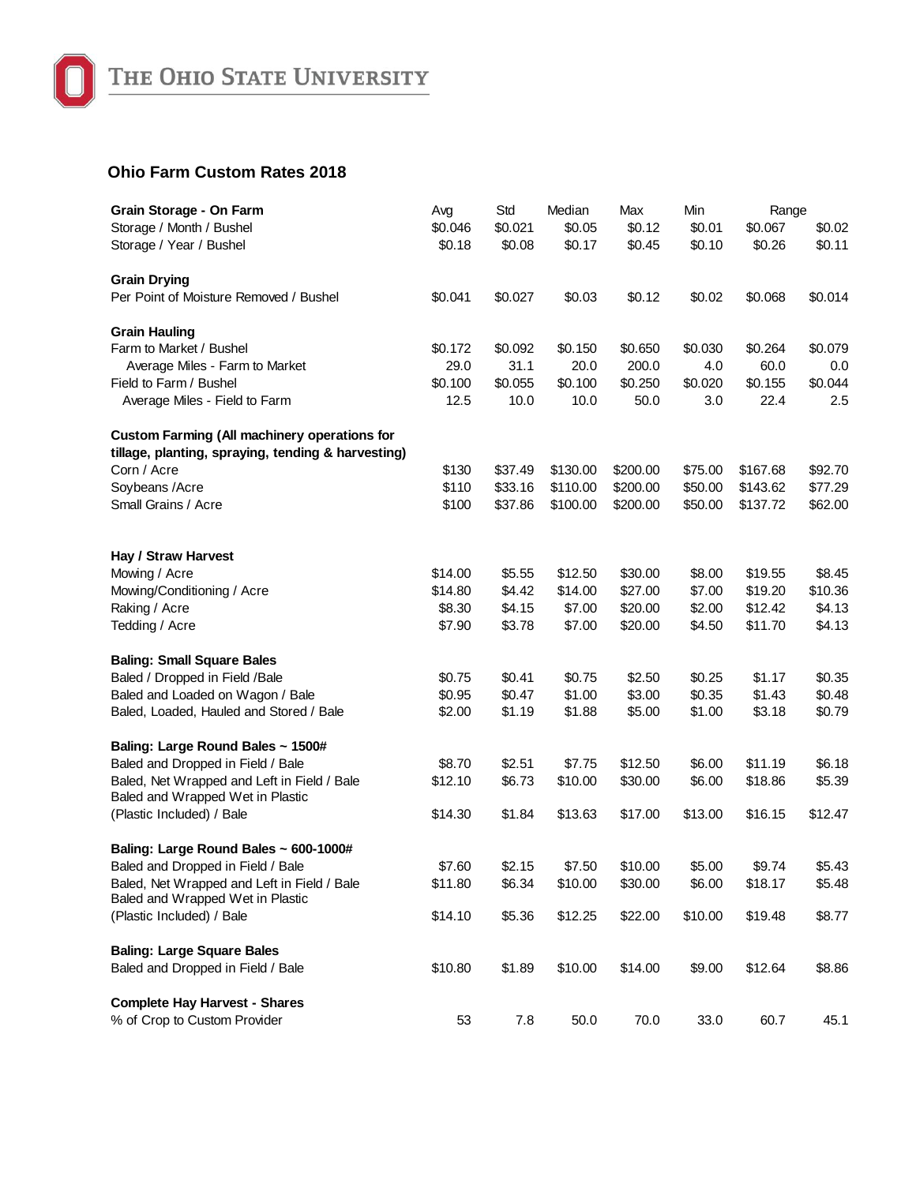## Ohio Farm Custom Rates 2018

| | Avg | Std | Median | Max | Min | Range | |
|---|---|---|---|---|---|---|---|
| **Grain Storage - On Farm** | | | | | | | |
| Storage / Month / Bushel | $0.046 | $0.021 | $0.05 | $0.12 | $0.01 | $0.067 | $0.02 |
| Storage / Year / Bushel | $0.18 | $0.08 | $0.17 | $0.45 | $0.10 | $0.26 | $0.11 |
| **Grain Drying** | | | | | | | |
| Per Point of Moisture Removed / Bushel | $0.041 | $0.027 | $0.03 | $0.12 | $0.02 | $0.068 | $0.014 |
| **Grain Hauling** | | | | | | | |
| Farm to Market / Bushel | $0.172 | $0.092 | $0.150 | $0.650 | $0.030 | $0.264 | $0.079 |
| Average Miles - Farm to Market | 29.0 | 31.1 | 20.0 | 200.0 | 4.0 | 60.0 | 0.0 |
| Field to Farm / Bushel | $0.100 | $0.055 | $0.100 | $0.250 | $0.020 | $0.155 | $0.044 |
| Average Miles - Field to Farm | 12.5 | 10.0 | 10.0 | 50.0 | 3.0 | 22.4 | 2.5 |
| **Custom Farming (All machinery operations for tillage, planting, spraying, tending & harvesting)** | | | | | | | |
| Corn / Acre | $130 | $37.49 | $130.00 | $200.00 | $75.00 | $167.68 | $92.70 |
| Soybeans /Acre | $110 | $33.16 | $110.00 | $200.00 | $50.00 | $143.62 | $77.29 |
| Small Grains / Acre | $100 | $37.86 | $100.00 | $200.00 | $50.00 | $137.72 | $62.00 |
| **Hay / Straw Harvest** | | | | | | | |
| Mowing / Acre | $14.00 | $5.55 | $12.50 | $30.00 | $8.00 | $19.55 | $8.45 |
| Mowing/Conditioning / Acre | $14.80 | $4.42 | $14.00 | $27.00 | $7.00 | $19.20 | $10.36 |
| Raking / Acre | $8.30 | $4.15 | $7.00 | $20.00 | $2.00 | $12.42 | $4.13 |
| Tedding / Acre | $7.90 | $3.78 | $7.00 | $20.00 | $4.50 | $11.70 | $4.13 |
| **Baling: Small Square Bales** | | | | | | | |
| Baled / Dropped in Field /Bale | $0.75 | $0.41 | $0.75 | $2.50 | $0.25 | $1.17 | $0.35 |
| Baled and Loaded on Wagon / Bale | $0.95 | $0.47 | $1.00 | $3.00 | $0.35 | $1.43 | $0.48 |
| Baled, Loaded, Hauled and Stored / Bale | $2.00 | $1.19 | $1.88 | $5.00 | $1.00 | $3.18 | $0.79 |
| **Baling: Large Round Bales ~ 1500#** | | | | | | | |
| Baled and Dropped in Field / Bale | $8.70 | $2.51 | $7.75 | $12.50 | $6.00 | $11.19 | $6.18 |
| Baled, Net Wrapped and Left in Field / Bale | $12.10 | $6.73 | $10.00 | $30.00 | $6.00 | $18.86 | $5.39 |
| Baled and Wrapped Wet in Plastic (Plastic Included) / Bale | $14.30 | $1.84 | $13.63 | $17.00 | $13.00 | $16.15 | $12.47 |
| **Baling: Large Round Bales ~ 600-1000#** | | | | | | | |
| Baled and Dropped in Field / Bale | $7.60 | $2.15 | $7.50 | $10.00 | $5.00 | $9.74 | $5.43 |
| Baled, Net Wrapped and Left in Field / Bale | $11.80 | $6.34 | $10.00 | $30.00 | $6.00 | $18.17 | $5.48 |
| Baled and Wrapped Wet in Plastic (Plastic Included) / Bale | $14.10 | $5.36 | $12.25 | $22.00 | $10.00 | $19.48 | $8.77 |
| **Baling: Large Square Bales** | | | | | | | |
| Baled and Dropped in Field / Bale | $10.80 | $1.89 | $10.00 | $14.00 | $9.00 | $12.64 | $8.86 |
| **Complete Hay Harvest - Shares** | | | | | | | |
| % of Crop to Custom Provider | 53 | 7.8 | 50.0 | 70.0 | 33.0 | 60.7 | 45.1 |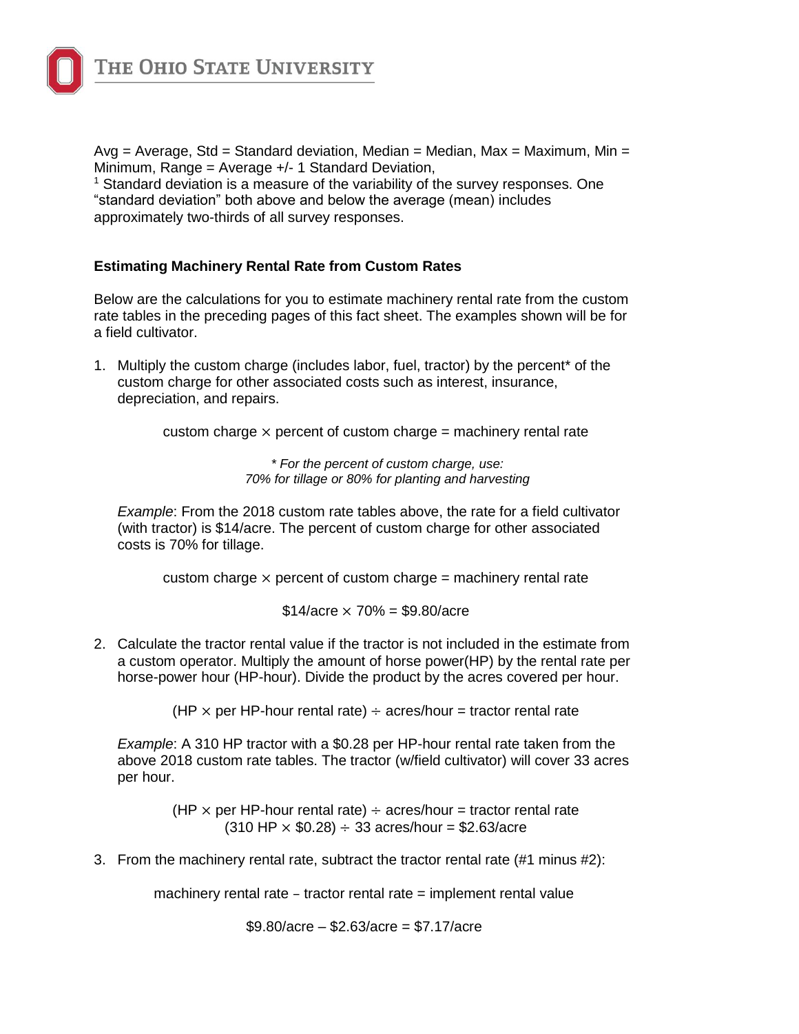Avg = Average, Std = Standard deviation, Median = Median, Max = Maximum, Min = Minimum, Range = Average +/- 1 Standard Deviation,

[1] Standard deviation is a measure of the variability of the survey responses. One "standard deviation" both above and below the average (mean) includes approximately two-thirds of all survey responses.

**Estimating Machinery Rental Rate from Custom Rates**

Below are the calculations for you to estimate machinery rental rate from the custom rate tables in the preceding pages of this fact sheet. The examples shown will be for a field cultivator.

1. Multiply the custom charge (includes labor, fuel, tractor) by the percent* of the custom charge for other associated costs such as interest, insurance, depreciation, and repairs.

   custom charge × percent of custom charge = machinery rental rate

   *\* For the percent of custom charge, use:*
   *70% for tillage or 80% for planting and harvesting*

   *Example*: From the 2018 custom rate tables above, the rate for a field cultivator (with tractor) is $14/acre. The percent of custom charge for other associated costs is 70% for tillage.

   custom charge × percent of custom charge = machinery rental rate

   $14/acre × 70% = $9.80/acre

2. Calculate the tractor rental value if the tractor is not included in the estimate from a custom operator. Multiply the amount of horse power(HP) by the rental rate per horse-power hour (HP-hour). Divide the product by the acres covered per hour.

   (HP × per HP-hour rental rate) ÷ acres/hour = tractor rental rate

   *Example*: A 310 HP tractor with a $0.28 per HP-hour rental rate taken from the above 2018 custom rate tables. The tractor (w/field cultivator) will cover 33 acres per hour.

   (HP × per HP-hour rental rate) ÷ acres/hour = tractor rental rate
   (310 HP × $0.28) ÷ 33 acres/hour = $2.63/acre

3. From the machinery rental rate, subtract the tractor rental rate (#1 minus #2):

   machinery rental rate – tractor rental rate = implement rental value

   $9.80/acre – $2.63/acre = $7.17/acre